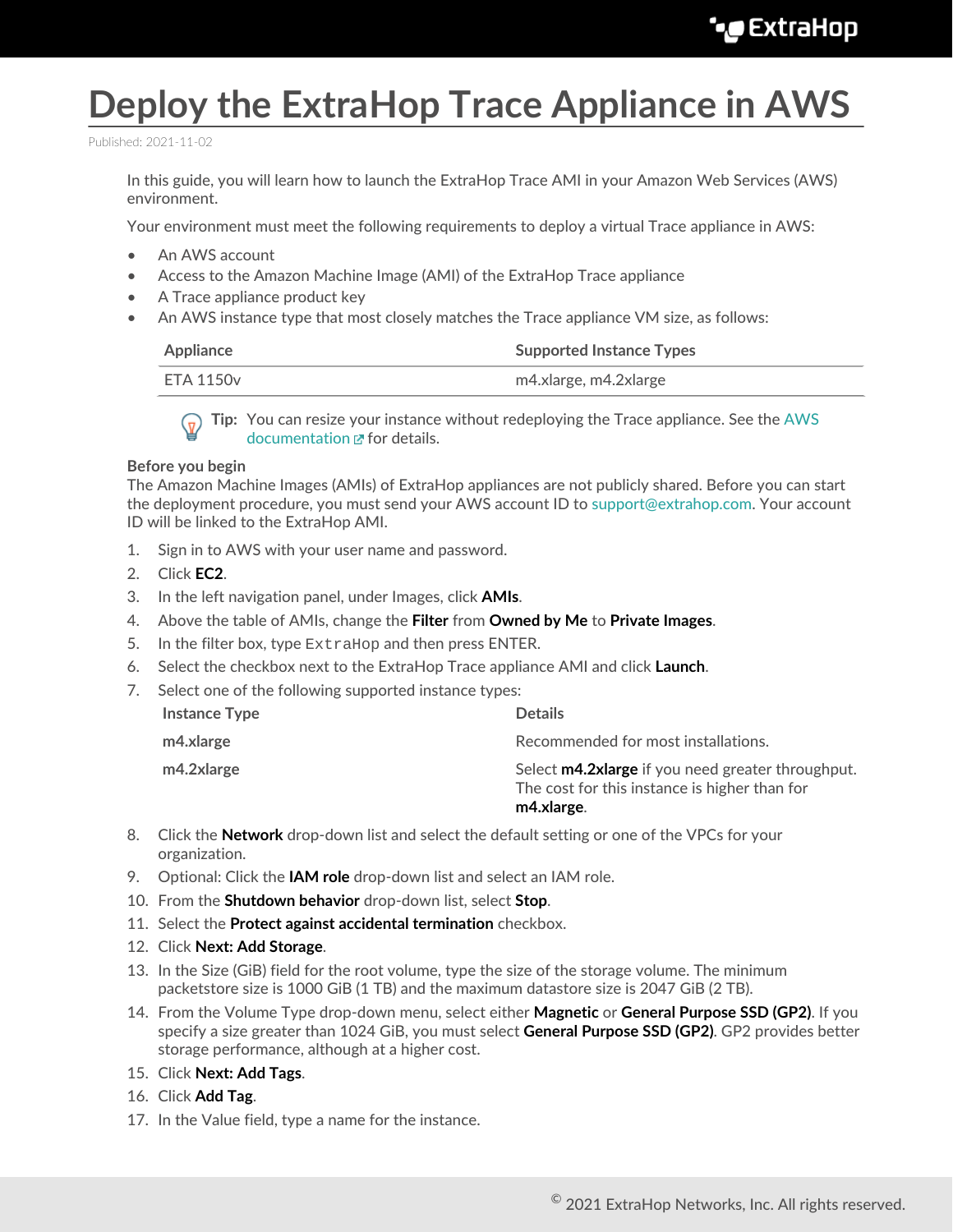// Deploy the ExtraHop Trace Appliance in AWS

Published: 2021-11-02

In this guide, you will learn how to launch the ExtraHop Trace AMI in your Amazon Web Services (AWS) environment.

Your environment must meet the following requirements to deploy a virtual Trace appliance in AWS:

- An AWS account
- Access to the Amazon Machine Image (AMI) of the ExtraHop Trace appliance
- A Trace appliance product key
- An AWS instance type that most closely matches the Trace appliance VM size, as follows:

| Appliance | Supported Instance Types |
| --- | --- |
| ETA 1150v | m4.xlarge, m4.2xlarge |

> **Tip:** You can resize your instance without redeploying the Trace appliance. See the AWS documentation for details.

**Before you begin**
The Amazon Machine Images (AMIs) of ExtraHop appliances are not publicly shared. Before you can start the deployment procedure, you must send your AWS account ID to support@extrahop.com. Your account ID will be linked to the ExtraHop AMI.

1. Sign in to AWS with your user name and password.
2. Click **EC2**.
3. In the left navigation panel, under Images, click **AMIs**.
4. Above the table of AMIs, change the **Filter** from **Owned by Me** to **Private Images**.
5. In the filter box, type `ExtraHop` and then press ENTER.
6. Select the checkbox next to the ExtraHop Trace appliance AMI and click **Launch**.
7. Select one of the following supported instance types:

   | Instance Type | Details |
   | --- | --- |
   | **m4.xlarge** | Recommended for most installations. |
   | **m4.2xlarge** | Select **m4.2xlarge** if you need greater throughput. The cost for this instance is higher than for **m4.xlarge**. |

8. Click the **Network** drop-down list and select the default setting or one of the VPCs for your organization.
9. Optional: Click the **IAM role** drop-down list and select an IAM role.
10. From the **Shutdown behavior** drop-down list, select **Stop**.
11. Select the **Protect against accidental termination** checkbox.
12. Click **Next: Add Storage**.
13. In the Size (GiB) field for the root volume, type the size of the storage volume. The minimum packetstore size is 1000 GiB (1 TB) and the maximum datastore size is 2047 GiB (2 TB).
14. From the Volume Type drop-down menu, select either **Magnetic** or **General Purpose SSD (GP2)**. If you specify a size greater than 1024 GiB, you must select **General Purpose SSD (GP2)**. GP2 provides better storage performance, although at a higher cost.
15. Click **Next: Add Tags**.
16. Click **Add Tag**.
17. In the Value field, type a name for the instance.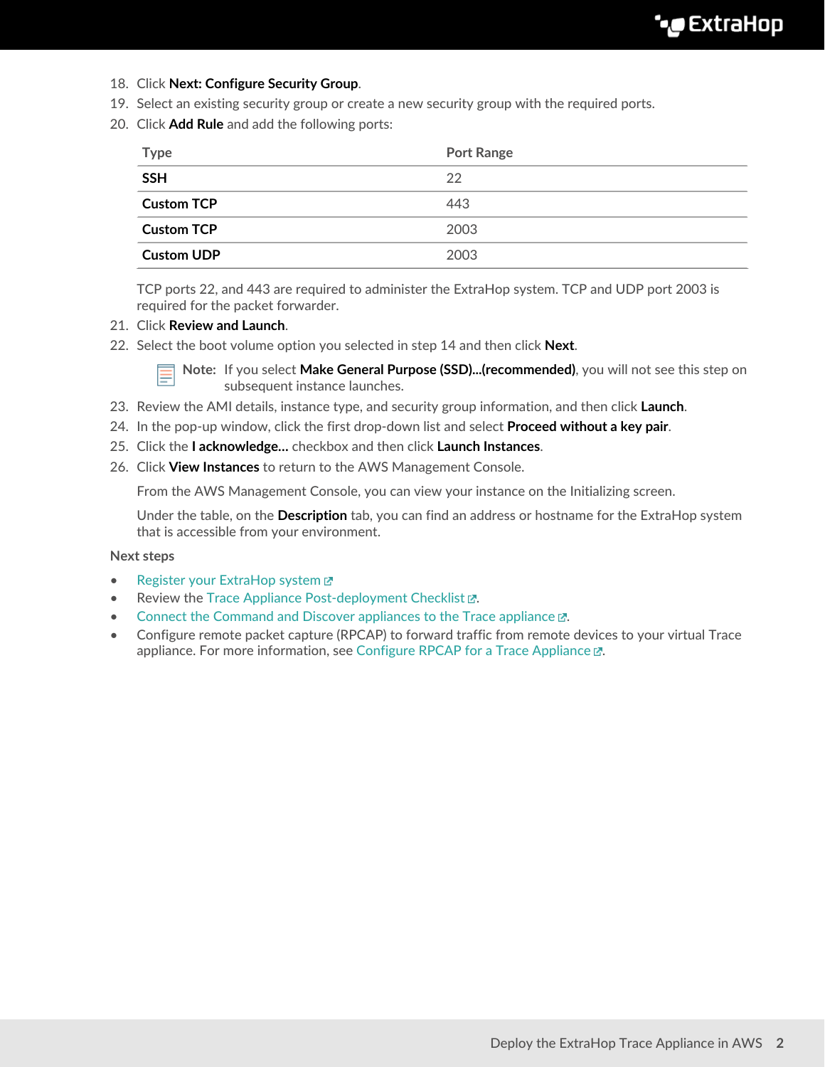18. Click **Next: Configure Security Group**.
19. Select an existing security group or create a new security group with the required ports.
20. Click **Add Rule** and add the following ports:

| Type | Port Range |
|---|---|
| **SSH** | 22 |
| **Custom TCP** | 443 |
| **Custom TCP** | 2003 |
| **Custom UDP** | 2003 |

    TCP ports 22, and 443 are required to administer the ExtraHop system. TCP and UDP port 2003 is required for the packet forwarder.

21. Click **Review and Launch**.
22. Select the boot volume option you selected in step 14 and then click **Next**.

    **Note:** If you select **Make General Purpose (SSD)...(recommended)**, you will not see this step on subsequent instance launches.

23. Review the AMI details, instance type, and security group information, and then click **Launch**.
24. In the pop-up window, click the first drop-down list and select **Proceed without a key pair**.
25. Click the **I acknowledge...** checkbox and then click **Launch Instances**.
26. Click **View Instances** to return to the AWS Management Console.

    From the AWS Management Console, you can view your instance on the Initializing screen.

    Under the table, on the **Description** tab, you can find an address or hostname for the ExtraHop system that is accessible from your environment.

**Next steps**

- Register your ExtraHop system
- Review the Trace Appliance Post-deployment Checklist.
- Connect the Command and Discover appliances to the Trace appliance.
- Configure remote packet capture (RPCAP) to forward traffic from remote devices to your virtual Trace appliance. For more information, see Configure RPCAP for a Trace Appliance.